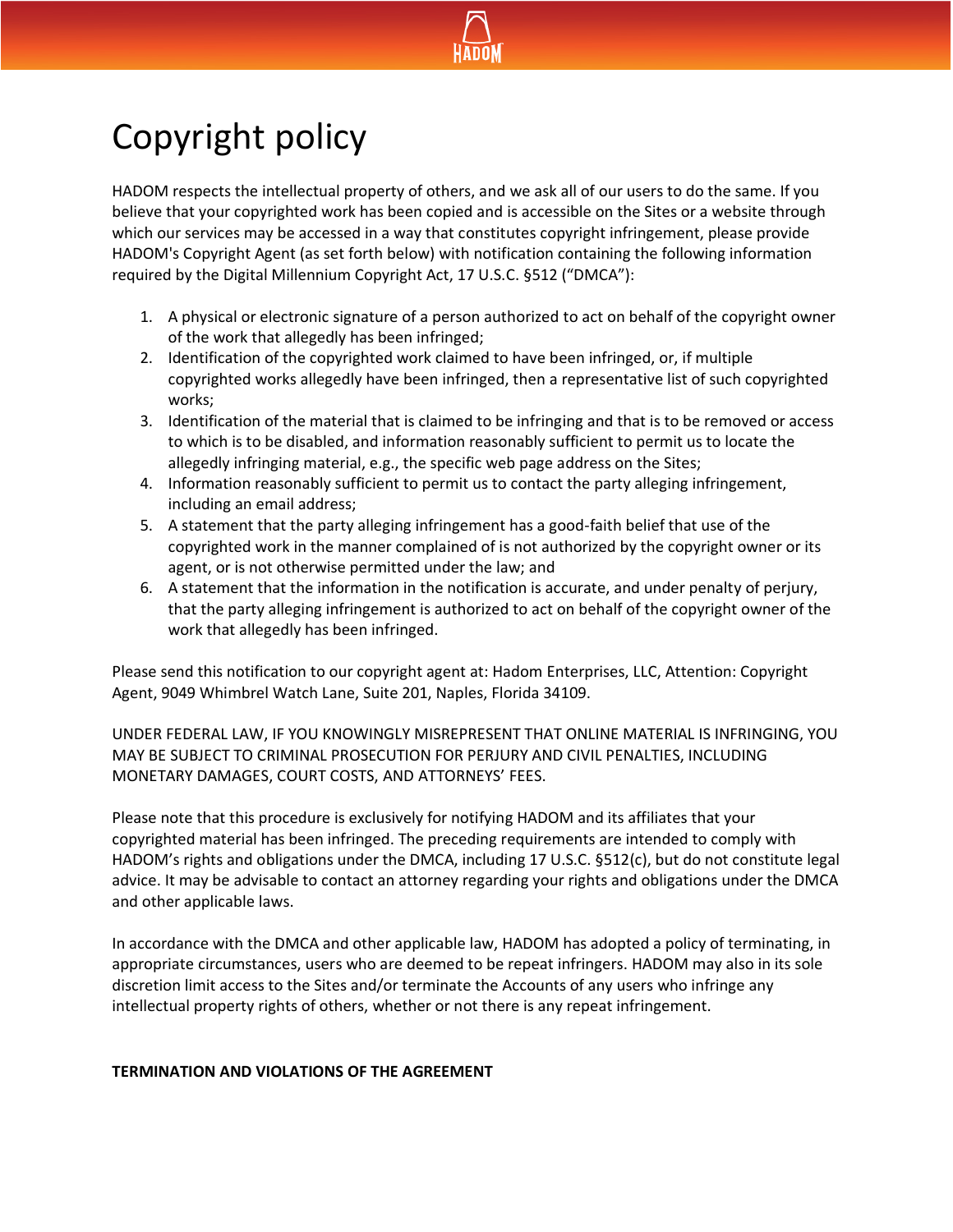# Copyright policy

HADOM respects the intellectual property of others, and we ask all of our users to do the same. If you believe that your copyrighted work has been copied and is accessible on the Sites or a website through which our services may be accessed in a way that constitutes copyright infringement, please provide HADOM's Copyright Agent (as set forth below) with notification containing the following information required by the Digital Millennium Copyright Act, 17 U.S.C. §512 ("DMCA"):

1. A physical or electronic signature of a person authorized to act on behalf of the copyright owner of the work that allegedly has been infringed;
2. Identification of the copyrighted work claimed to have been infringed, or, if multiple copyrighted works allegedly have been infringed, then a representative list of such copyrighted works;
3. Identification of the material that is claimed to be infringing and that is to be removed or access to which is to be disabled, and information reasonably sufficient to permit us to locate the allegedly infringing material, e.g., the specific web page address on the Sites;
4. Information reasonably sufficient to permit us to contact the party alleging infringement, including an email address;
5. A statement that the party alleging infringement has a good-faith belief that use of the copyrighted work in the manner complained of is not authorized by the copyright owner or its agent, or is not otherwise permitted under the law; and
6. A statement that the information in the notification is accurate, and under penalty of perjury, that the party alleging infringement is authorized to act on behalf of the copyright owner of the work that allegedly has been infringed.

Please send this notification to our copyright agent at: Hadom Enterprises, LLC, Attention: Copyright Agent, 9049 Whimbrel Watch Lane, Suite 201, Naples, Florida 34109.

UNDER FEDERAL LAW, IF YOU KNOWINGLY MISREPRESENT THAT ONLINE MATERIAL IS INFRINGING, YOU MAY BE SUBJECT TO CRIMINAL PROSECUTION FOR PERJURY AND CIVIL PENALTIES, INCLUDING MONETARY DAMAGES, COURT COSTS, AND ATTORNEYS' FEES.

Please note that this procedure is exclusively for notifying HADOM and its affiliates that your copyrighted material has been infringed. The preceding requirements are intended to comply with HADOM's rights and obligations under the DMCA, including 17 U.S.C. §512(c), but do not constitute legal advice. It may be advisable to contact an attorney regarding your rights and obligations under the DMCA and other applicable laws.

In accordance with the DMCA and other applicable law, HADOM has adopted a policy of terminating, in appropriate circumstances, users who are deemed to be repeat infringers. HADOM may also in its sole discretion limit access to the Sites and/or terminate the Accounts of any users who infringe any intellectual property rights of others, whether or not there is any repeat infringement.

**TERMINATION AND VIOLATIONS OF THE AGREEMENT**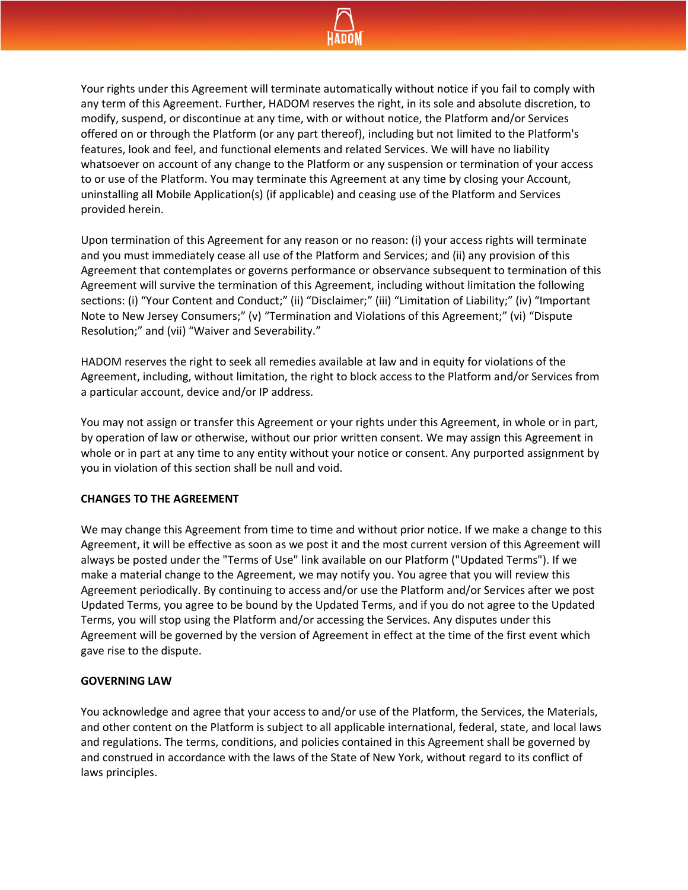Your rights under this Agreement will terminate automatically without notice if you fail to comply with any term of this Agreement. Further, HADOM reserves the right, in its sole and absolute discretion, to modify, suspend, or discontinue at any time, with or without notice, the Platform and/or Services offered on or through the Platform (or any part thereof), including but not limited to the Platform's features, look and feel, and functional elements and related Services. We will have no liability whatsoever on account of any change to the Platform or any suspension or termination of your access to or use of the Platform. You may terminate this Agreement at any time by closing your Account, uninstalling all Mobile Application(s) (if applicable) and ceasing use of the Platform and Services provided herein.

Upon termination of this Agreement for any reason or no reason: (i) your access rights will terminate and you must immediately cease all use of the Platform and Services; and (ii) any provision of this Agreement that contemplates or governs performance or observance subsequent to termination of this Agreement will survive the termination of this Agreement, including without limitation the following sections: (i) "Your Content and Conduct;" (ii) "Disclaimer;" (iii) "Limitation of Liability;" (iv) "Important Note to New Jersey Consumers;" (v) "Termination and Violations of this Agreement;" (vi) "Dispute Resolution;" and (vii) "Waiver and Severability."

HADOM reserves the right to seek all remedies available at law and in equity for violations of the Agreement, including, without limitation, the right to block access to the Platform and/or Services from a particular account, device and/or IP address.

You may not assign or transfer this Agreement or your rights under this Agreement, in whole or in part, by operation of law or otherwise, without our prior written consent. We may assign this Agreement in whole or in part at any time to any entity without your notice or consent. Any purported assignment by you in violation of this section shall be null and void.

**CHANGES TO THE AGREEMENT**

We may change this Agreement from time to time and without prior notice. If we make a change to this Agreement, it will be effective as soon as we post it and the most current version of this Agreement will always be posted under the "Terms of Use" link available on our Platform ("Updated Terms"). If we make a material change to the Agreement, we may notify you. You agree that you will review this Agreement periodically. By continuing to access and/or use the Platform and/or Services after we post Updated Terms, you agree to be bound by the Updated Terms, and if you do not agree to the Updated Terms, you will stop using the Platform and/or accessing the Services. Any disputes under this Agreement will be governed by the version of Agreement in effect at the time of the first event which gave rise to the dispute.

**GOVERNING LAW**

You acknowledge and agree that your access to and/or use of the Platform, the Services, the Materials, and other content on the Platform is subject to all applicable international, federal, state, and local laws and regulations. The terms, conditions, and policies contained in this Agreement shall be governed by and construed in accordance with the laws of the State of New York, without regard to its conflict of laws principles.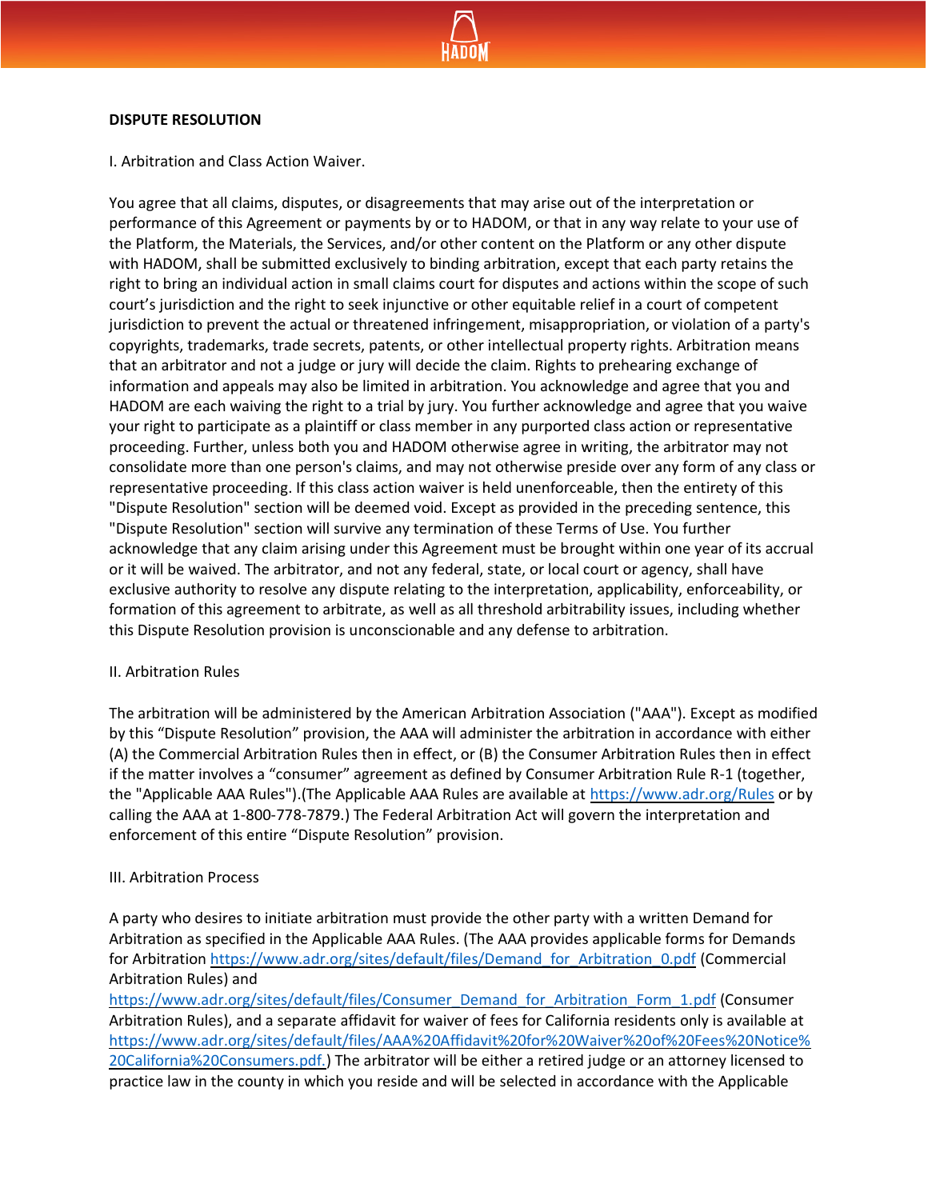**DISPUTE RESOLUTION**

I. Arbitration and Class Action Waiver.

You agree that all claims, disputes, or disagreements that may arise out of the interpretation or performance of this Agreement or payments by or to HADOM, or that in any way relate to your use of the Platform, the Materials, the Services, and/or other content on the Platform or any other dispute with HADOM, shall be submitted exclusively to binding arbitration, except that each party retains the right to bring an individual action in small claims court for disputes and actions within the scope of such court's jurisdiction and the right to seek injunctive or other equitable relief in a court of competent jurisdiction to prevent the actual or threatened infringement, misappropriation, or violation of a party's copyrights, trademarks, trade secrets, patents, or other intellectual property rights. Arbitration means that an arbitrator and not a judge or jury will decide the claim. Rights to prehearing exchange of information and appeals may also be limited in arbitration. You acknowledge and agree that you and HADOM are each waiving the right to a trial by jury. You further acknowledge and agree that you waive your right to participate as a plaintiff or class member in any purported class action or representative proceeding. Further, unless both you and HADOM otherwise agree in writing, the arbitrator may not consolidate more than one person's claims, and may not otherwise preside over any form of any class or representative proceeding. If this class action waiver is held unenforceable, then the entirety of this "Dispute Resolution" section will be deemed void. Except as provided in the preceding sentence, this "Dispute Resolution" section will survive any termination of these Terms of Use. You further acknowledge that any claim arising under this Agreement must be brought within one year of its accrual or it will be waived. The arbitrator, and not any federal, state, or local court or agency, shall have exclusive authority to resolve any dispute relating to the interpretation, applicability, enforceability, or formation of this agreement to arbitrate, as well as all threshold arbitrability issues, including whether this Dispute Resolution provision is unconscionable and any defense to arbitration.

II. Arbitration Rules

The arbitration will be administered by the American Arbitration Association ("AAA"). Except as modified by this "Dispute Resolution" provision, the AAA will administer the arbitration in accordance with either (A) the Commercial Arbitration Rules then in effect, or (B) the Consumer Arbitration Rules then in effect if the matter involves a "consumer" agreement as defined by Consumer Arbitration Rule R-1 (together, the "Applicable AAA Rules").(The Applicable AAA Rules are available at https://www.adr.org/Rules or by calling the AAA at 1-800-778-7879.) The Federal Arbitration Act will govern the interpretation and enforcement of this entire "Dispute Resolution" provision.

III. Arbitration Process

A party who desires to initiate arbitration must provide the other party with a written Demand for Arbitration as specified in the Applicable AAA Rules. (The AAA provides applicable forms for Demands for Arbitration https://www.adr.org/sites/default/files/Demand_for_Arbitration_0.pdf (Commercial Arbitration Rules) and https://www.adr.org/sites/default/files/Consumer_Demand_for_Arbitration_Form_1.pdf (Consumer Arbitration Rules), and a separate affidavit for waiver of fees for California residents only is available at https://www.adr.org/sites/default/files/AAA%20Affidavit%20for%20Waiver%20of%20Fees%20Notice%20California%20Consumers.pdf.) The arbitrator will be either a retired judge or an attorney licensed to practice law in the county in which you reside and will be selected in accordance with the Applicable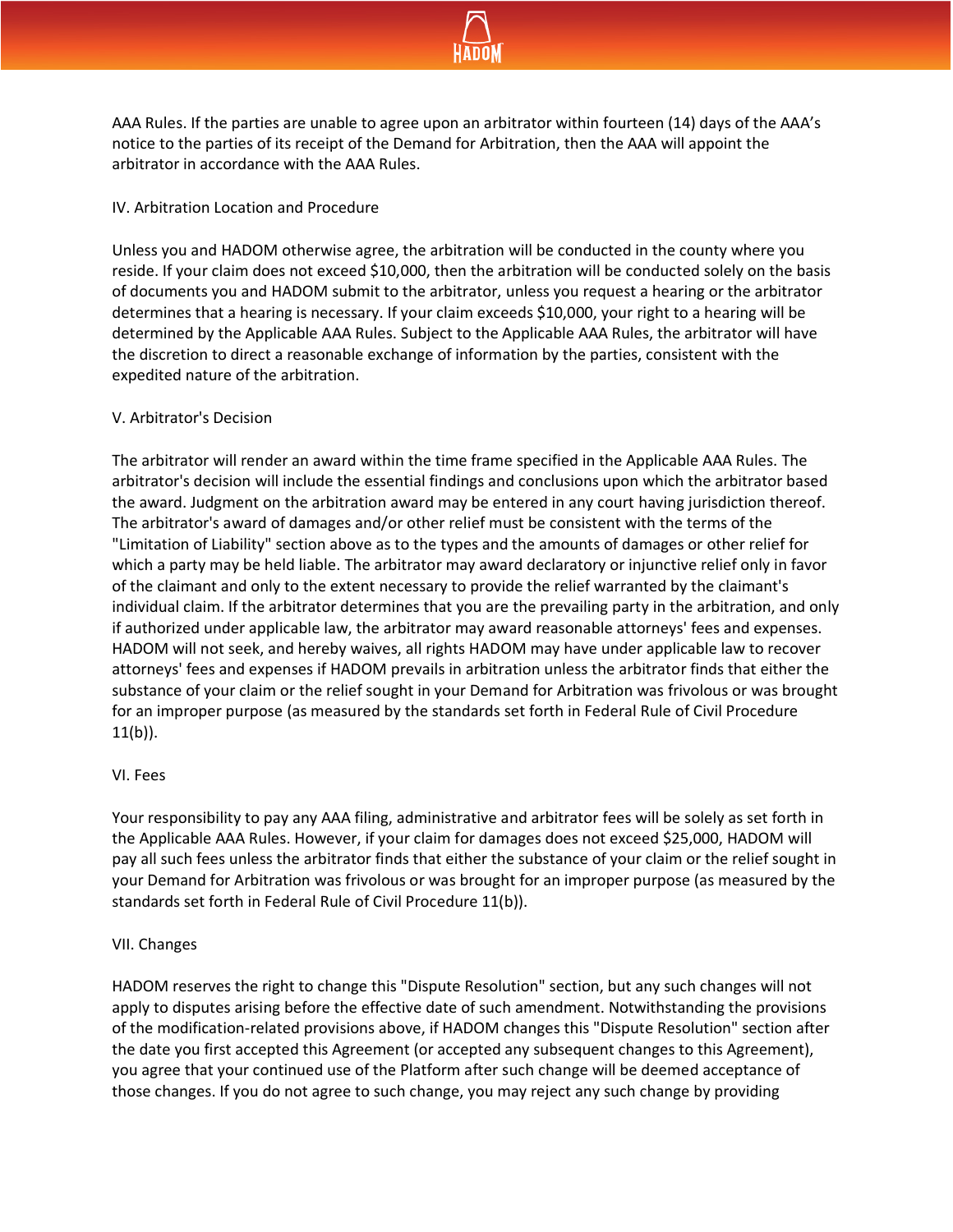AAA Rules. If the parties are unable to agree upon an arbitrator within fourteen (14) days of the AAA's notice to the parties of its receipt of the Demand for Arbitration, then the AAA will appoint the arbitrator in accordance with the AAA Rules.

IV. Arbitration Location and Procedure

Unless you and HADOM otherwise agree, the arbitration will be conducted in the county where you reside. If your claim does not exceed $10,000, then the arbitration will be conducted solely on the basis of documents you and HADOM submit to the arbitrator, unless you request a hearing or the arbitrator determines that a hearing is necessary. If your claim exceeds $10,000, your right to a hearing will be determined by the Applicable AAA Rules. Subject to the Applicable AAA Rules, the arbitrator will have the discretion to direct a reasonable exchange of information by the parties, consistent with the expedited nature of the arbitration.

V. Arbitrator's Decision

The arbitrator will render an award within the time frame specified in the Applicable AAA Rules. The arbitrator's decision will include the essential findings and conclusions upon which the arbitrator based the award. Judgment on the arbitration award may be entered in any court having jurisdiction thereof. The arbitrator's award of damages and/or other relief must be consistent with the terms of the "Limitation of Liability" section above as to the types and the amounts of damages or other relief for which a party may be held liable. The arbitrator may award declaratory or injunctive relief only in favor of the claimant and only to the extent necessary to provide the relief warranted by the claimant's individual claim. If the arbitrator determines that you are the prevailing party in the arbitration, and only if authorized under applicable law, the arbitrator may award reasonable attorneys' fees and expenses. HADOM will not seek, and hereby waives, all rights HADOM may have under applicable law to recover attorneys' fees and expenses if HADOM prevails in arbitration unless the arbitrator finds that either the substance of your claim or the relief sought in your Demand for Arbitration was frivolous or was brought for an improper purpose (as measured by the standards set forth in Federal Rule of Civil Procedure 11(b)).

VI. Fees

Your responsibility to pay any AAA filing, administrative and arbitrator fees will be solely as set forth in the Applicable AAA Rules. However, if your claim for damages does not exceed $25,000, HADOM will pay all such fees unless the arbitrator finds that either the substance of your claim or the relief sought in your Demand for Arbitration was frivolous or was brought for an improper purpose (as measured by the standards set forth in Federal Rule of Civil Procedure 11(b)).

VII. Changes

HADOM reserves the right to change this "Dispute Resolution" section, but any such changes will not apply to disputes arising before the effective date of such amendment. Notwithstanding the provisions of the modification-related provisions above, if HADOM changes this "Dispute Resolution" section after the date you first accepted this Agreement (or accepted any subsequent changes to this Agreement), you agree that your continued use of the Platform after such change will be deemed acceptance of those changes. If you do not agree to such change, you may reject any such change by providing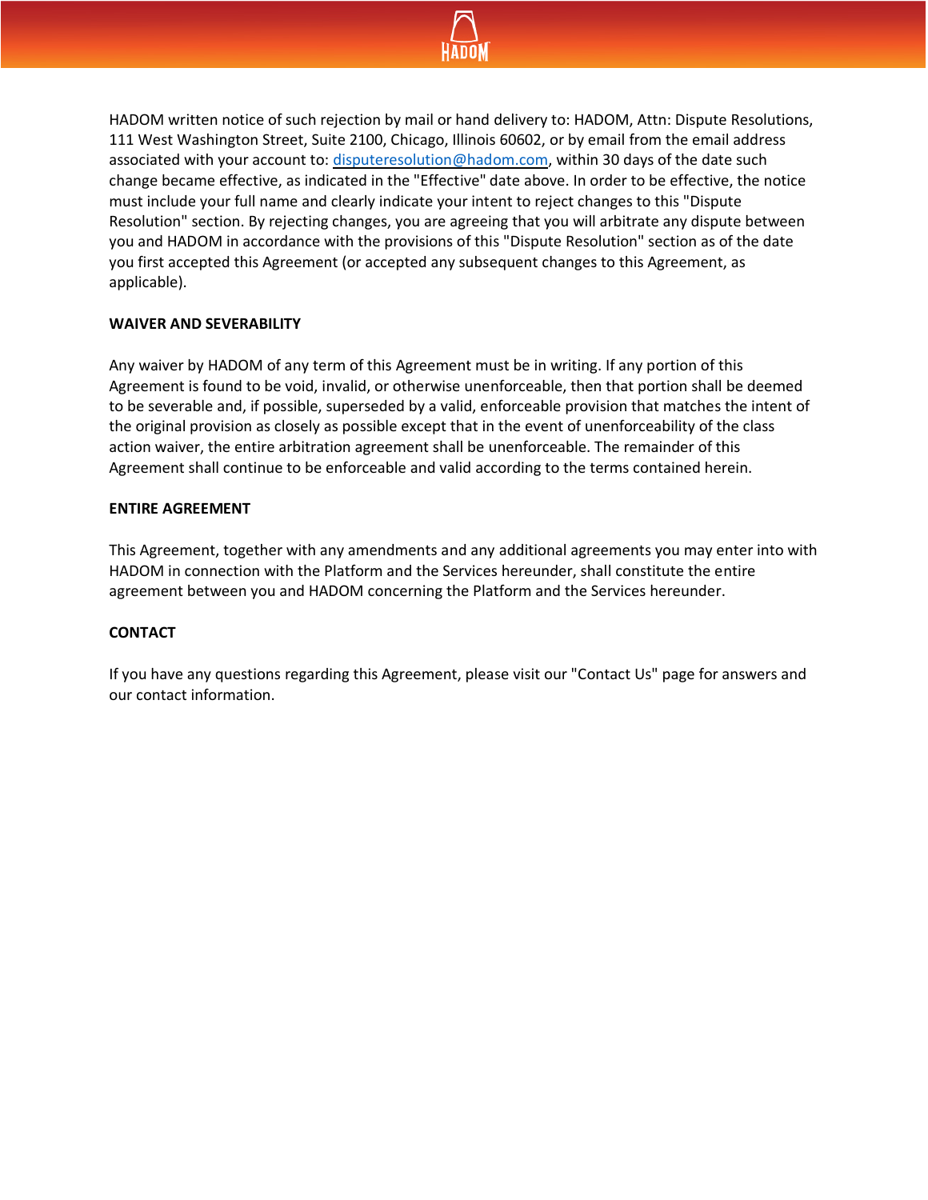HADOM written notice of such rejection by mail or hand delivery to: HADOM, Attn: Dispute Resolutions, 111 West Washington Street, Suite 2100, Chicago, Illinois 60602, or by email from the email address associated with your account to: disputeresolution@hadom.com, within 30 days of the date such change became effective, as indicated in the "Effective" date above. In order to be effective, the notice must include your full name and clearly indicate your intent to reject changes to this "Dispute Resolution" section. By rejecting changes, you are agreeing that you will arbitrate any dispute between you and HADOM in accordance with the provisions of this "Dispute Resolution" section as of the date you first accepted this Agreement (or accepted any subsequent changes to this Agreement, as applicable).

**WAIVER AND SEVERABILITY**

Any waiver by HADOM of any term of this Agreement must be in writing. If any portion of this Agreement is found to be void, invalid, or otherwise unenforceable, then that portion shall be deemed to be severable and, if possible, superseded by a valid, enforceable provision that matches the intent of the original provision as closely as possible except that in the event of unenforceability of the class action waiver, the entire arbitration agreement shall be unenforceable. The remainder of this Agreement shall continue to be enforceable and valid according to the terms contained herein.

**ENTIRE AGREEMENT**

This Agreement, together with any amendments and any additional agreements you may enter into with HADOM in connection with the Platform and the Services hereunder, shall constitute the entire agreement between you and HADOM concerning the Platform and the Services hereunder.

**CONTACT**

If you have any questions regarding this Agreement, please visit our "Contact Us" page for answers and our contact information.